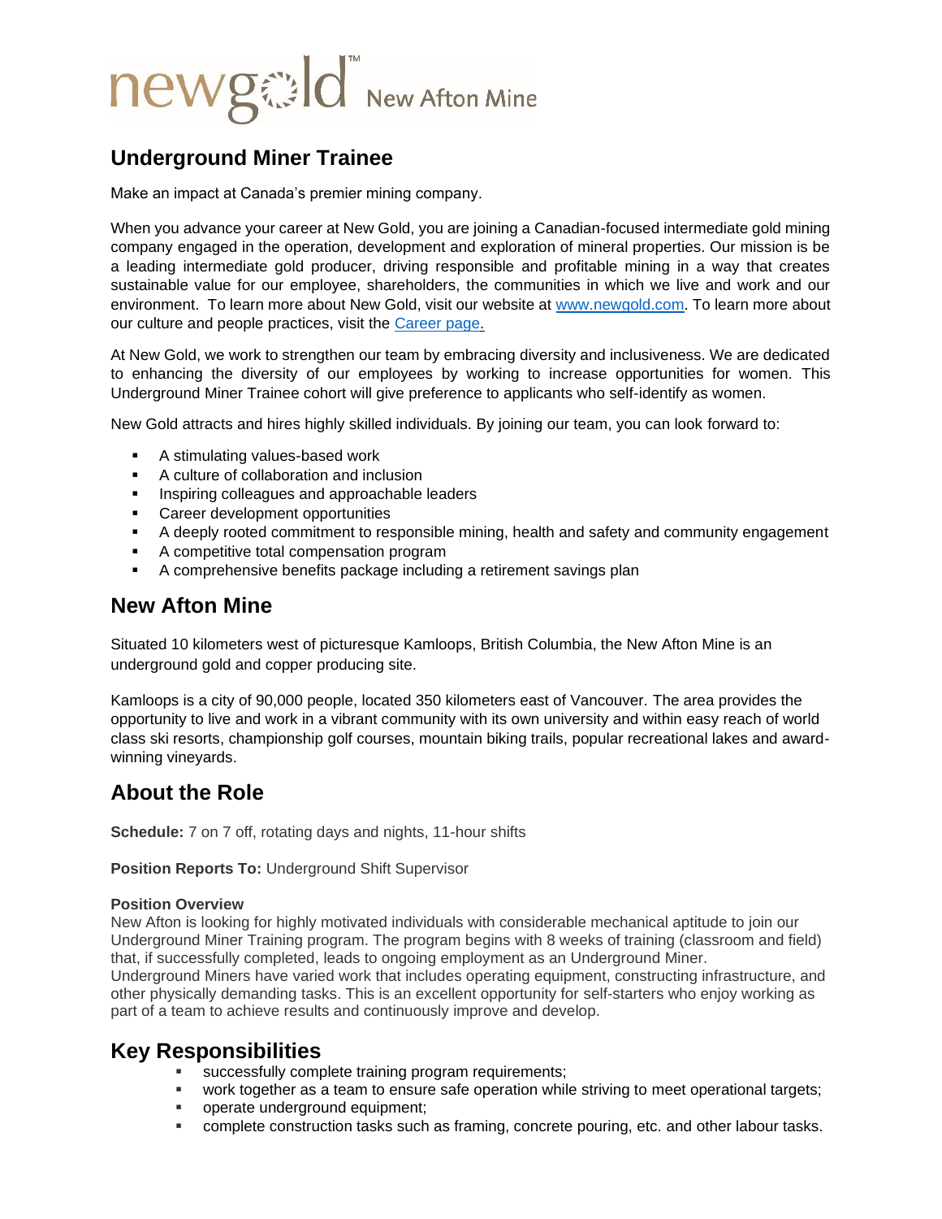newgold™ New Afton Mine

# Underground Miner Trainee

Make an impact at Canada's premier mining company.

When you advance your career at New Gold, you are joining a Canadian-focused intermediate gold mining company engaged in the operation, development and exploration of mineral properties. Our mission is be a leading intermediate gold producer, driving responsible and profitable mining in a way that creates sustainable value for our employee, shareholders, the communities in which we live and work and our environment. To learn more about New Gold, visit our website at [www.newgold.com](www.newgold.com). To learn more about our culture and people practices, visit the [Career page](Career page).

At New Gold, we work to strengthen our team by embracing diversity and inclusiveness. We are dedicated to enhancing the diversity of our employees by working to increase opportunities for women. This Underground Miner Trainee cohort will give preference to applicants who self-identify as women.

New Gold attracts and hires highly skilled individuals. By joining our team, you can look forward to:

- A stimulating values-based work
- A culture of collaboration and inclusion
- Inspiring colleagues and approachable leaders
- Career development opportunities
- A deeply rooted commitment to responsible mining, health and safety and community engagement
- A competitive total compensation program
- A comprehensive benefits package including a retirement savings plan

## New Afton Mine

Situated 10 kilometers west of picturesque Kamloops, British Columbia, the New Afton Mine is an underground gold and copper producing site.

Kamloops is a city of 90,000 people, located 350 kilometers east of Vancouver. The area provides the opportunity to live and work in a vibrant community with its own university and within easy reach of world class ski resorts, championship golf courses, mountain biking trails, popular recreational lakes and award-winning vineyards.

## About the Role

**Schedule:** 7 on 7 off, rotating days and nights, 11-hour shifts

**Position Reports To:** Underground Shift Supervisor

**Position Overview**

New Afton is looking for highly motivated individuals with considerable mechanical aptitude to join our Underground Miner Training program. The program begins with 8 weeks of training (classroom and field) that, if successfully completed, leads to ongoing employment as an Underground Miner.
Underground Miners have varied work that includes operating equipment, constructing infrastructure, and other physically demanding tasks. This is an excellent opportunity for self-starters who enjoy working as part of a team to achieve results and continuously improve and develop.

## Key Responsibilities

- successfully complete training program requirements;
- work together as a team to ensure safe operation while striving to meet operational targets;
- operate underground equipment;
- complete construction tasks such as framing, concrete pouring, etc. and other labour tasks.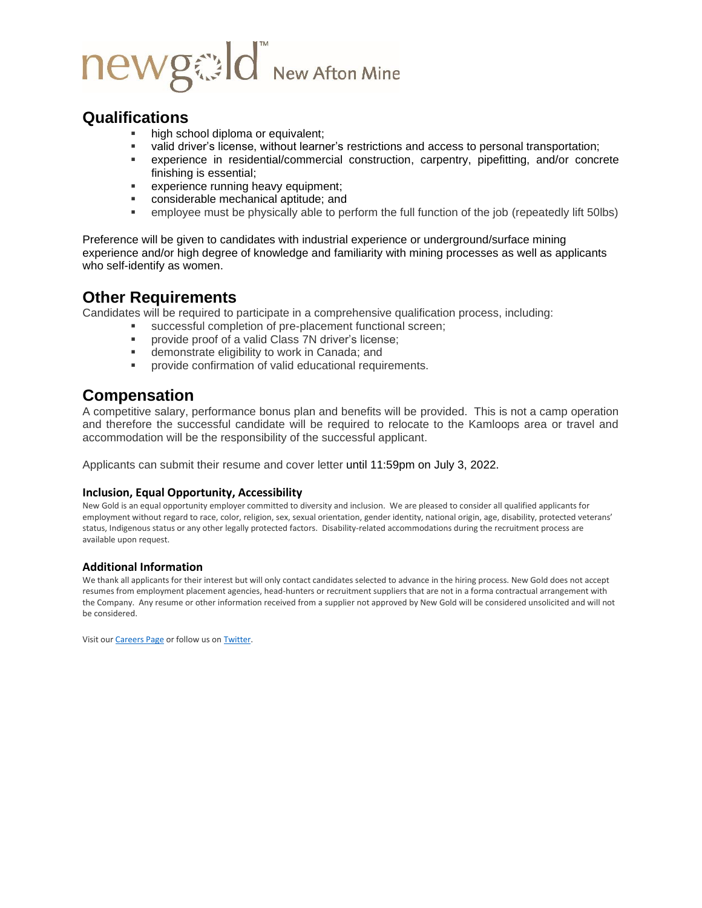newgold™ New Afton Mine

## Qualifications

- high school diploma or equivalent;
- valid driver's license, without learner's restrictions and access to personal transportation;
- experience in residential/commercial construction, carpentry, pipefitting, and/or concrete finishing is essential;
- experience running heavy equipment;
- considerable mechanical aptitude; and
- employee must be physically able to perform the full function of the job (repeatedly lift 50lbs)

Preference will be given to candidates with industrial experience or underground/surface mining experience and/or high degree of knowledge and familiarity with mining processes as well as applicants who self-identify as women.

## Other Requirements

Candidates will be required to participate in a comprehensive qualification process, including:

- successful completion of pre-placement functional screen;
- provide proof of a valid Class 7N driver's license;
- demonstrate eligibility to work in Canada; and
- provide confirmation of valid educational requirements.

## Compensation

A competitive salary, performance bonus plan and benefits will be provided. This is not a camp operation and therefore the successful candidate will be required to relocate to the Kamloops area or travel and accommodation will be the responsibility of the successful applicant.

Applicants can submit their resume and cover letter until 11:59pm on July 3, 2022.

### Inclusion, Equal Opportunity, Accessibility

New Gold is an equal opportunity employer committed to diversity and inclusion. We are pleased to consider all qualified applicants for employment without regard to race, color, religion, sex, sexual orientation, gender identity, national origin, age, disability, protected veterans' status, Indigenous status or any other legally protected factors. Disability-related accommodations during the recruitment process are available upon request.

### Additional Information

We thank all applicants for their interest but will only contact candidates selected to advance in the hiring process. New Gold does not accept resumes from employment placement agencies, head-hunters or recruitment suppliers that are not in a forma contractual arrangement with the Company. Any resume or other information received from a supplier not approved by New Gold will be considered unsolicited and will not be considered.

Visit our Careers Page or follow us on Twitter.